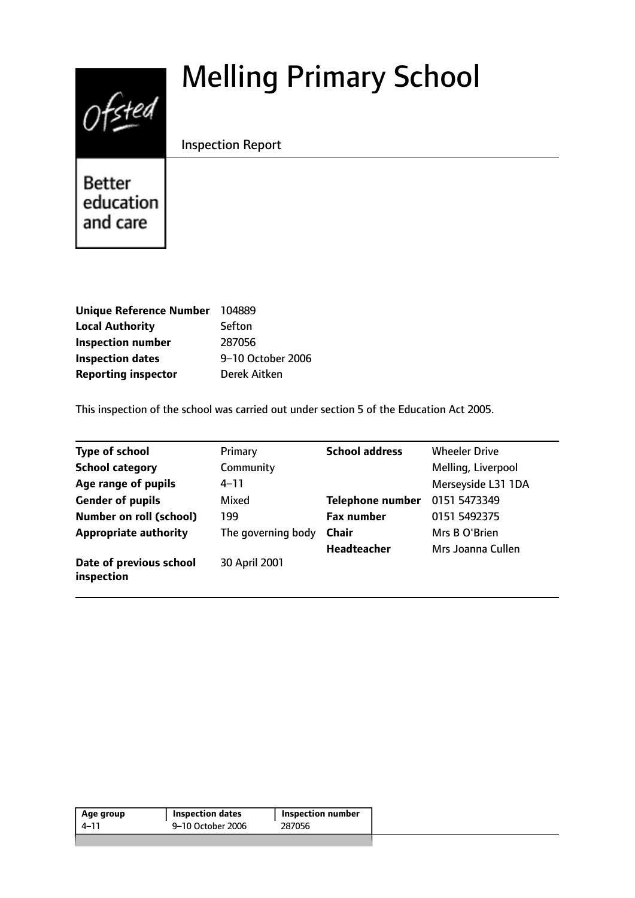# Melling Primary School

Inspection Report

| | |
|---|---|
| **Unique Reference Number** | 104889 |
| **Local Authority** | Sefton |
| **Inspection number** | 287056 |
| **Inspection dates** | 9–10 October 2006 |
| **Reporting inspector** | Derek Aitken |

This inspection of the school was carried out under section 5 of the Education Act 2005.

| | | | |
|---|---|---|---|
| **Type of school** | Primary | **School address** | Wheeler Drive |
| **School category** | Community | | Melling, Liverpool |
| **Age range of pupils** | 4–11 | | Merseyside L31 1DA |
| **Gender of pupils** | Mixed | **Telephone number** | 0151 5473349 |
| **Number on roll (school)** | 199 | **Fax number** | 0151 5492375 |
| **Appropriate authority** | The governing body | **Chair** | Mrs B O'Brien |
| | | **Headteacher** | Mrs Joanna Cullen |
| **Date of previous school inspection** | 30 April 2001 | | |

| Age group | Inspection dates | Inspection number |
|---|---|---|
| 4–11 | 9–10 October 2006 | 287056 |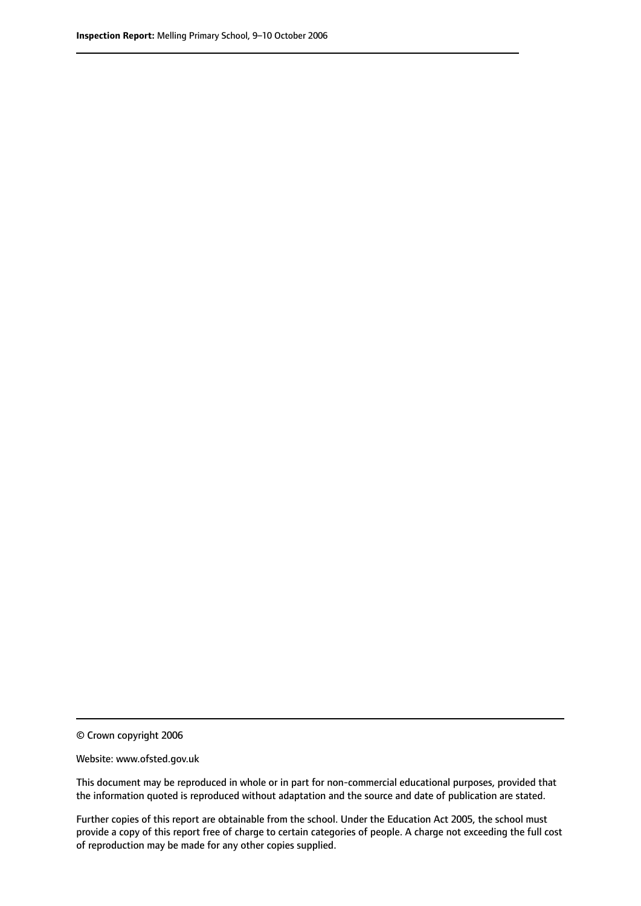© Crown copyright 2006

Website: www.ofsted.gov.uk

This document may be reproduced in whole or in part for non-commercial educational purposes, provided that the information quoted is reproduced without adaptation and the source and date of publication are stated.

Further copies of this report are obtainable from the school. Under the Education Act 2005, the school must provide a copy of this report free of charge to certain categories of people. A charge not exceeding the full cost of reproduction may be made for any other copies supplied.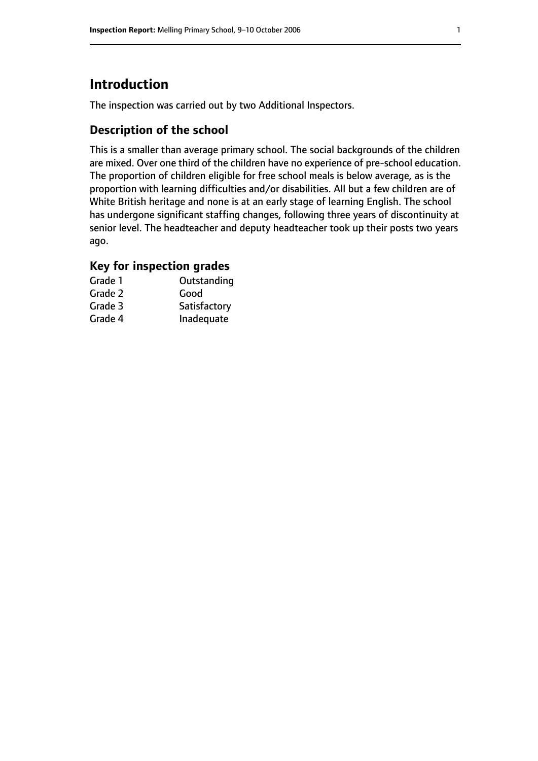# Introduction

The inspection was carried out by two Additional Inspectors.

## Description of the school

This is a smaller than average primary school. The social backgrounds of the children are mixed. Over one third of the children have no experience of pre-school education. The proportion of children eligible for free school meals is below average, as is the proportion with learning difficulties and/or disabilities. All but a few children are of White British heritage and none is at an early stage of learning English. The school has undergone significant staffing changes, following three years of discontinuity at senior level. The headteacher and deputy headteacher took up their posts two years ago.

### Key for inspection grades

| | |
|---|---|
| Grade 1 | Outstanding |
| Grade 2 | Good |
| Grade 3 | Satisfactory |
| Grade 4 | Inadequate |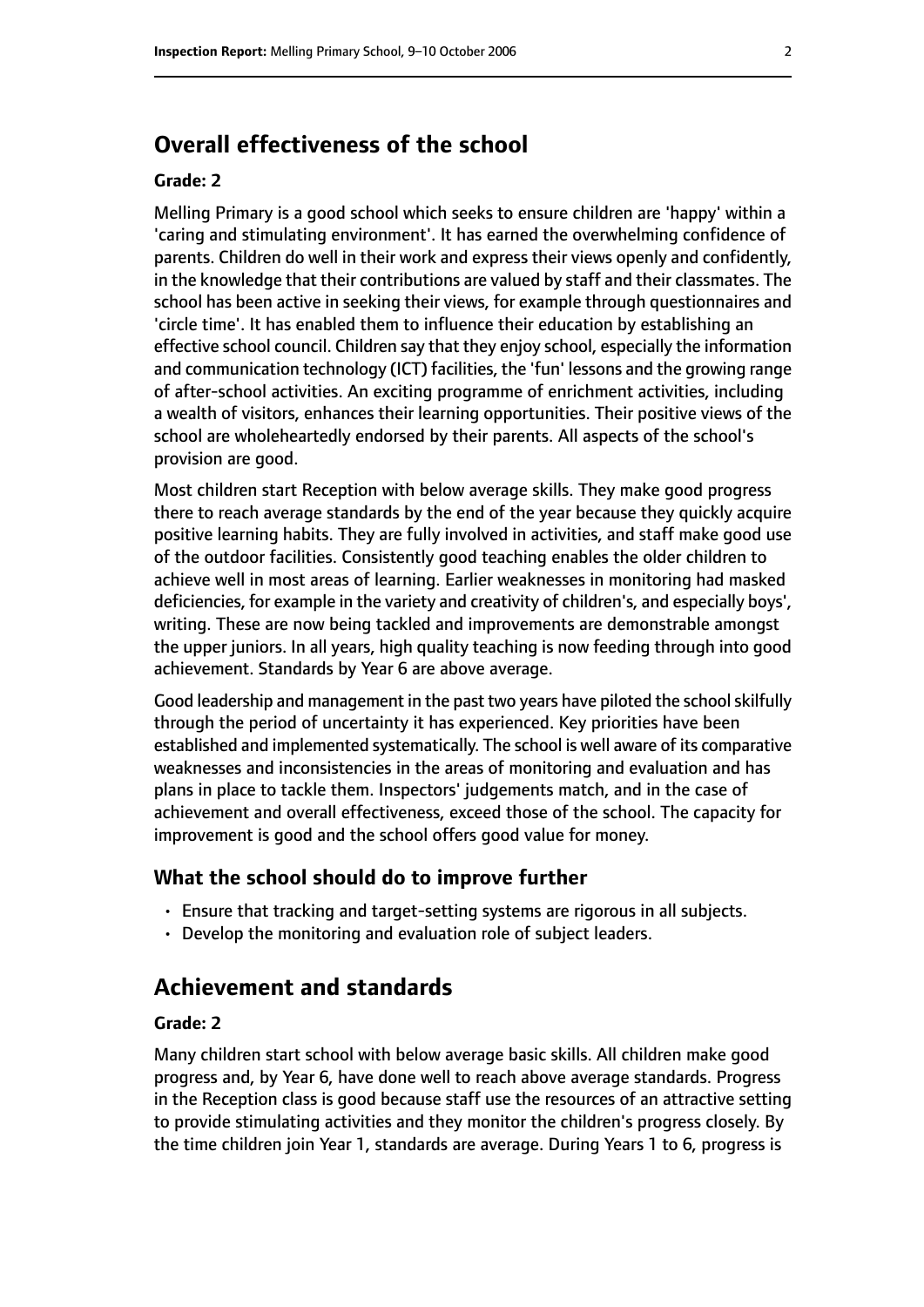## Overall effectiveness of the school

#### Grade: 2

Melling Primary is a good school which seeks to ensure children are 'happy' within a 'caring and stimulating environment'. It has earned the overwhelming confidence of parents. Children do well in their work and express their views openly and confidently, in the knowledge that their contributions are valued by staff and their classmates. The school has been active in seeking their views, for example through questionnaires and 'circle time'. It has enabled them to influence their education by establishing an effective school council. Children say that they enjoy school, especially the information and communication technology (ICT) facilities, the 'fun' lessons and the growing range of after-school activities. An exciting programme of enrichment activities, including a wealth of visitors, enhances their learning opportunities. Their positive views of the school are wholeheartedly endorsed by their parents. All aspects of the school's provision are good.

Most children start Reception with below average skills. They make good progress there to reach average standards by the end of the year because they quickly acquire positive learning habits. They are fully involved in activities, and staff make good use of the outdoor facilities. Consistently good teaching enables the older children to achieve well in most areas of learning. Earlier weaknesses in monitoring had masked deficiencies, for example in the variety and creativity of children's, and especially boys', writing. These are now being tackled and improvements are demonstrable amongst the upper juniors. In all years, high quality teaching is now feeding through into good achievement. Standards by Year 6 are above average.

Good leadership and management in the past two years have piloted the school skilfully through the period of uncertainty it has experienced. Key priorities have been established and implemented systematically. The school is well aware of its comparative weaknesses and inconsistencies in the areas of monitoring and evaluation and has plans in place to tackle them. Inspectors' judgements match, and in the case of achievement and overall effectiveness, exceed those of the school. The capacity for improvement is good and the school offers good value for money.

### What the school should do to improve further

- Ensure that tracking and target-setting systems are rigorous in all subjects.
- Develop the monitoring and evaluation role of subject leaders.

## Achievement and standards

#### Grade: 2

Many children start school with below average basic skills. All children make good progress and, by Year 6, have done well to reach above average standards. Progress in the Reception class is good because staff use the resources of an attractive setting to provide stimulating activities and they monitor the children's progress closely. By the time children join Year 1, standards are average. During Years 1 to 6, progress is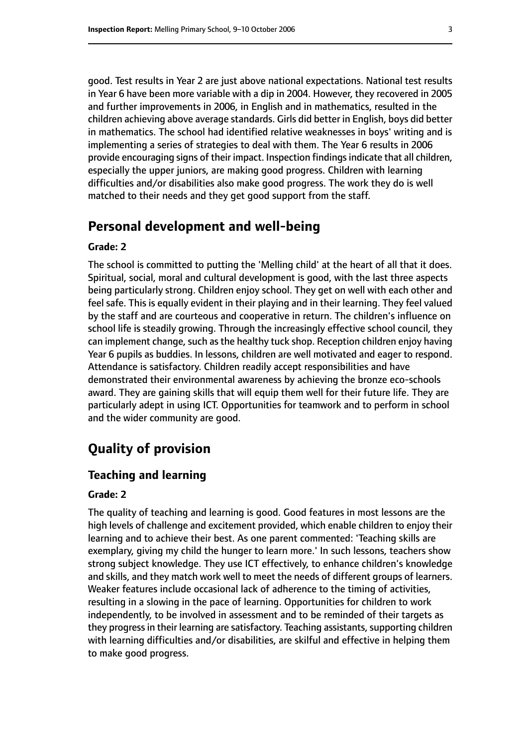good. Test results in Year 2 are just above national expectations. National test results in Year 6 have been more variable with a dip in 2004. However, they recovered in 2005 and further improvements in 2006, in English and in mathematics, resulted in the children achieving above average standards. Girls did better in English, boys did better in mathematics. The school had identified relative weaknesses in boys' writing and is implementing a series of strategies to deal with them. The Year 6 results in 2006 provide encouraging signs of their impact. Inspection findings indicate that all children, especially the upper juniors, are making good progress. Children with learning difficulties and/or disabilities also make good progress. The work they do is well matched to their needs and they get good support from the staff.

## Personal development and well-being

#### Grade: 2

The school is committed to putting the 'Melling child' at the heart of all that it does. Spiritual, social, moral and cultural development is good, with the last three aspects being particularly strong. Children enjoy school. They get on well with each other and feel safe. This is equally evident in their playing and in their learning. They feel valued by the staff and are courteous and cooperative in return. The children's influence on school life is steadily growing. Through the increasingly effective school council, they can implement change, such as the healthy tuck shop. Reception children enjoy having Year 6 pupils as buddies. In lessons, children are well motivated and eager to respond. Attendance is satisfactory. Children readily accept responsibilities and have demonstrated their environmental awareness by achieving the bronze eco-schools award. They are gaining skills that will equip them well for their future life. They are particularly adept in using ICT. Opportunities for teamwork and to perform in school and the wider community are good.

# Quality of provision

### Teaching and learning

#### Grade: 2

The quality of teaching and learning is good. Good features in most lessons are the high levels of challenge and excitement provided, which enable children to enjoy their learning and to achieve their best. As one parent commented: 'Teaching skills are exemplary, giving my child the hunger to learn more.' In such lessons, teachers show strong subject knowledge. They use ICT effectively, to enhance children's knowledge and skills, and they match work well to meet the needs of different groups of learners. Weaker features include occasional lack of adherence to the timing of activities, resulting in a slowing in the pace of learning. Opportunities for children to work independently, to be involved in assessment and to be reminded of their targets as they progress in their learning are satisfactory. Teaching assistants, supporting children with learning difficulties and/or disabilities, are skilful and effective in helping them to make good progress.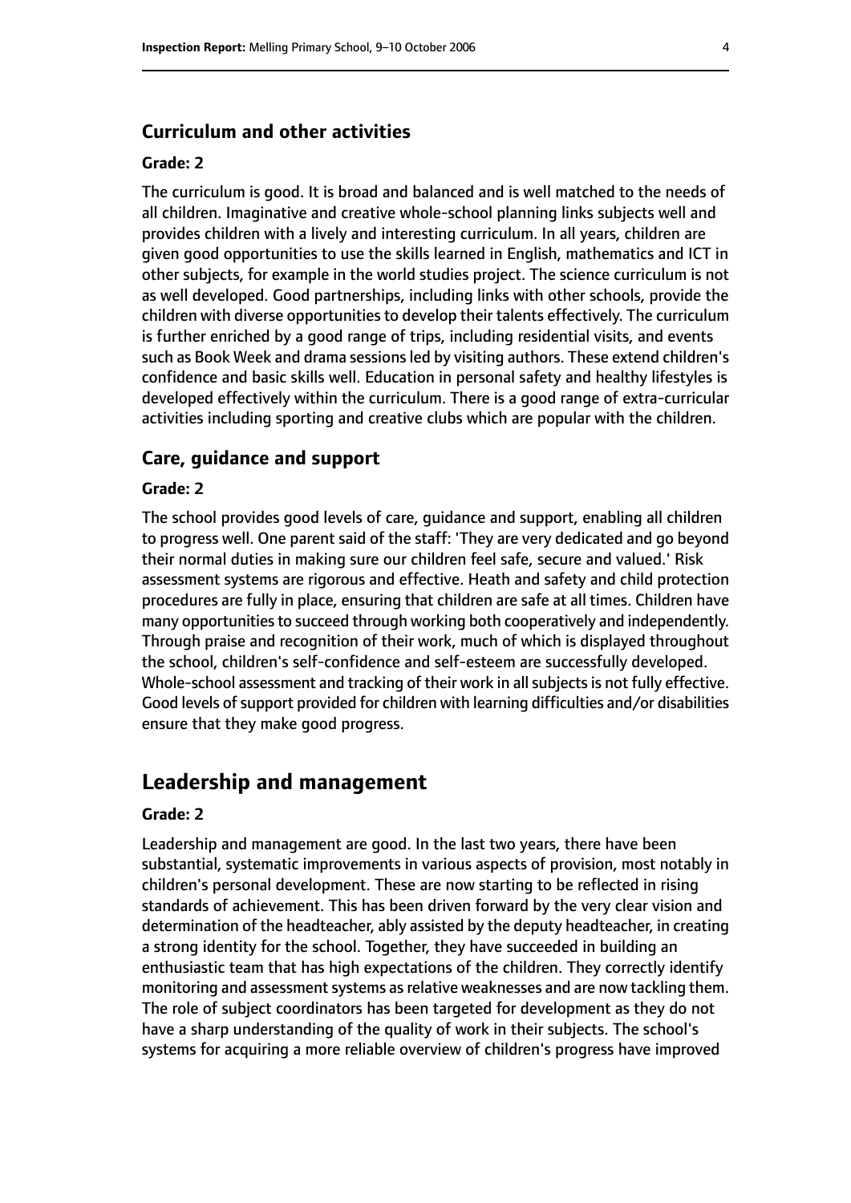### Curriculum and other activities

#### Grade: 2

The curriculum is good. It is broad and balanced and is well matched to the needs of all children. Imaginative and creative whole-school planning links subjects well and provides children with a lively and interesting curriculum. In all years, children are given good opportunities to use the skills learned in English, mathematics and ICT in other subjects, for example in the world studies project. The science curriculum is not as well developed. Good partnerships, including links with other schools, provide the children with diverse opportunities to develop their talents effectively. The curriculum is further enriched by a good range of trips, including residential visits, and events such as Book Week and drama sessions led by visiting authors. These extend children's confidence and basic skills well. Education in personal safety and healthy lifestyles is developed effectively within the curriculum. There is a good range of extra-curricular activities including sporting and creative clubs which are popular with the children.

### Care, guidance and support

#### Grade: 2

The school provides good levels of care, guidance and support, enabling all children to progress well. One parent said of the staff: 'They are very dedicated and go beyond their normal duties in making sure our children feel safe, secure and valued.' Risk assessment systems are rigorous and effective. Heath and safety and child protection procedures are fully in place, ensuring that children are safe at all times. Children have many opportunities to succeed through working both cooperatively and independently. Through praise and recognition of their work, much of which is displayed throughout the school, children's self-confidence and self-esteem are successfully developed. Whole-school assessment and tracking of their work in all subjects is not fully effective. Good levels of support provided for children with learning difficulties and/or disabilities ensure that they make good progress.

## Leadership and management

#### Grade: 2

Leadership and management are good. In the last two years, there have been substantial, systematic improvements in various aspects of provision, most notably in children's personal development. These are now starting to be reflected in rising standards of achievement. This has been driven forward by the very clear vision and determination of the headteacher, ably assisted by the deputy headteacher, in creating a strong identity for the school. Together, they have succeeded in building an enthusiastic team that has high expectations of the children. They correctly identify monitoring and assessment systems as relative weaknesses and are now tackling them. The role of subject coordinators has been targeted for development as they do not have a sharp understanding of the quality of work in their subjects. The school's systems for acquiring a more reliable overview of children's progress have improved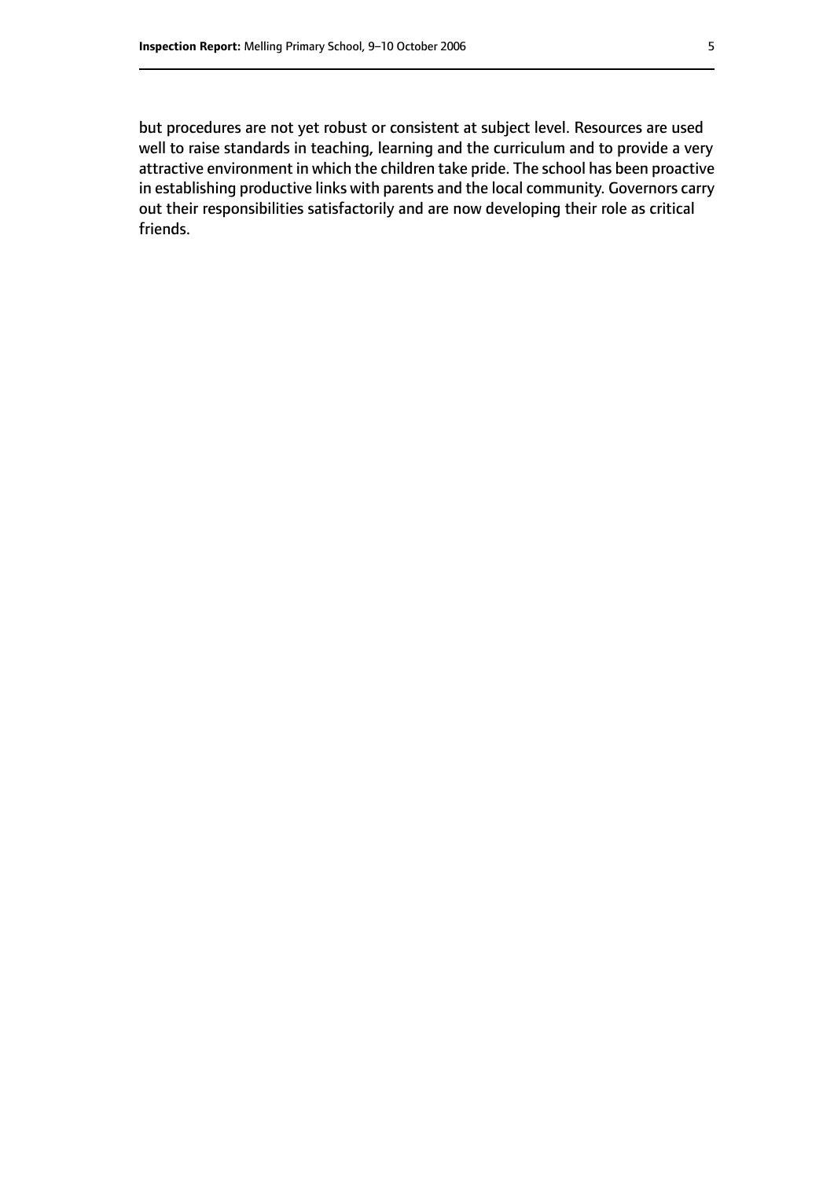but procedures are not yet robust or consistent at subject level. Resources are used well to raise standards in teaching, learning and the curriculum and to provide a very attractive environment in which the children take pride. The school has been proactive in establishing productive links with parents and the local community. Governors carry out their responsibilities satisfactorily and are now developing their role as critical friends.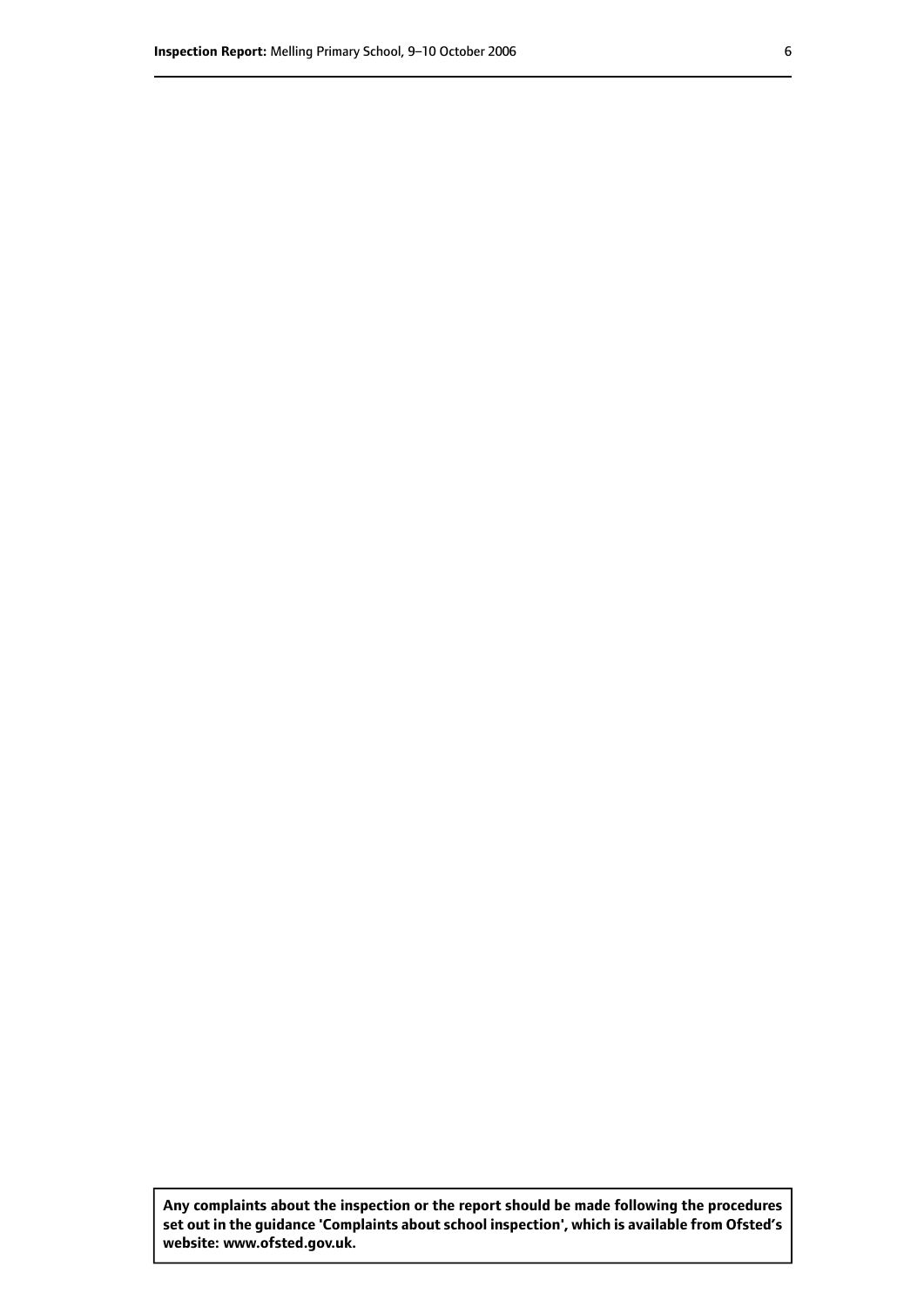**Any complaints about the inspection or the report should be made following the procedures set out in the guidance 'Complaints about school inspection', which is available from Ofsted's website: www.ofsted.gov.uk.**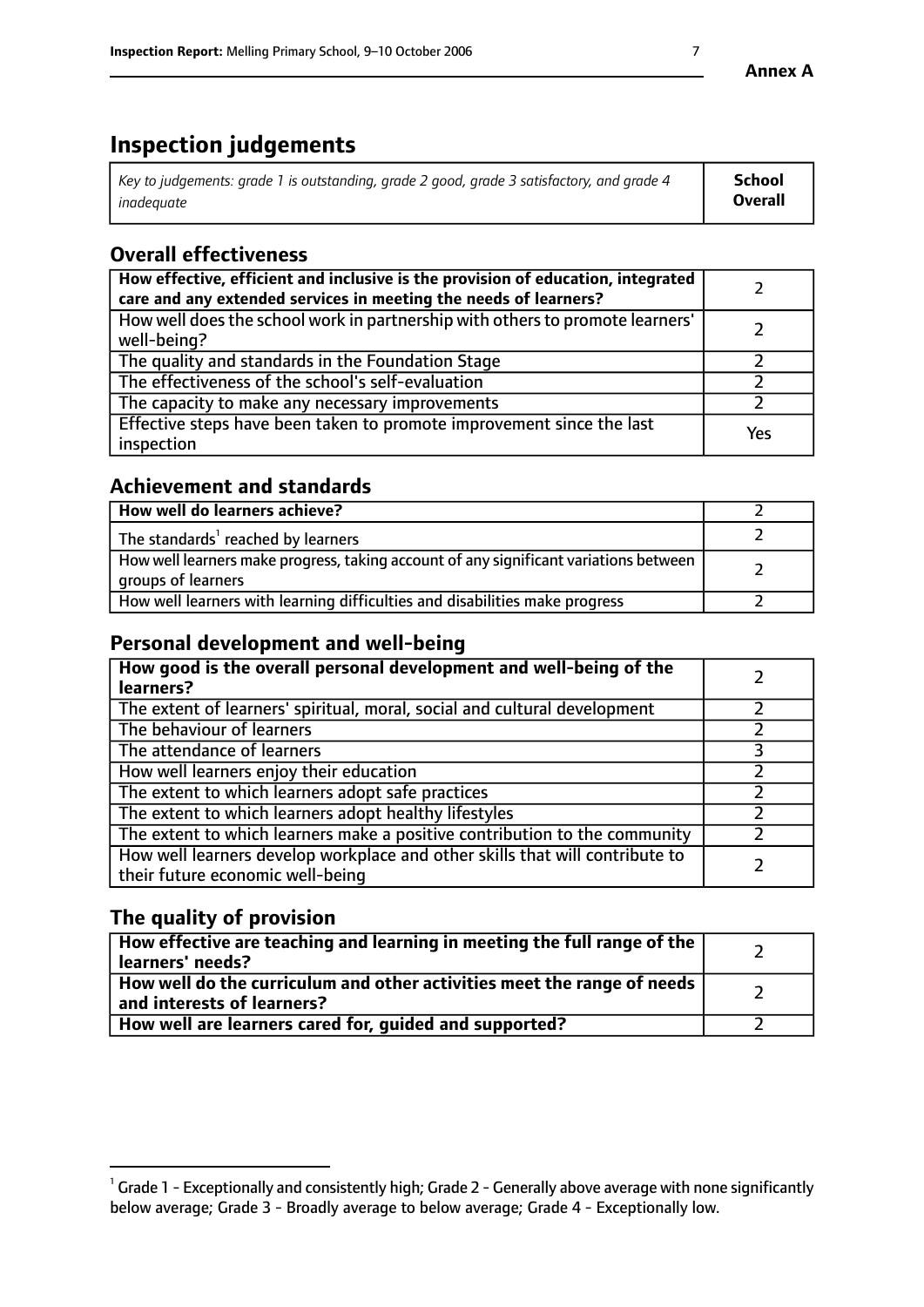**Annex A**

# Inspection judgements

| *Key to judgements: grade 1 is outstanding, grade 2 good, grade 3 satisfactory, and grade 4 inadequate* | **School Overall** |
|---|---|

## Overall effectiveness

| | |
|---|---|
| **How effective, efficient and inclusive is the provision of education, integrated care and any extended services in meeting the needs of learners?** | 2 |
| How well does the school work in partnership with others to promote learners' well-being? | 2 |
| The quality and standards in the Foundation Stage | 2 |
| The effectiveness of the school's self-evaluation | 2 |
| The capacity to make any necessary improvements | 2 |
| Effective steps have been taken to promote improvement since the last inspection | Yes |

## Achievement and standards

| | |
|---|---|
| **How well do learners achieve?** | 2 |
| The standards[1] reached by learners | 2 |
| How well learners make progress, taking account of any significant variations between groups of learners | 2 |
| How well learners with learning difficulties and disabilities make progress | 2 |

## Personal development and well-being

| | |
|---|---|
| **How good is the overall personal development and well-being of the learners?** | 2 |
| The extent of learners' spiritual, moral, social and cultural development | 2 |
| The behaviour of learners | 2 |
| The attendance of learners | 3 |
| How well learners enjoy their education | 2 |
| The extent to which learners adopt safe practices | 2 |
| The extent to which learners adopt healthy lifestyles | 2 |
| The extent to which learners make a positive contribution to the community | 2 |
| How well learners develop workplace and other skills that will contribute to their future economic well-being | 2 |

## The quality of provision

| | |
|---|---|
| **How effective are teaching and learning in meeting the full range of the learners' needs?** | 2 |
| **How well do the curriculum and other activities meet the range of needs and interests of learners?** | 2 |
| **How well are learners cared for, guided and supported?** | 2 |

[1] Grade 1 - Exceptionally and consistently high; Grade 2 - Generally above average with none significantly below average; Grade 3 - Broadly average to below average; Grade 4 - Exceptionally low.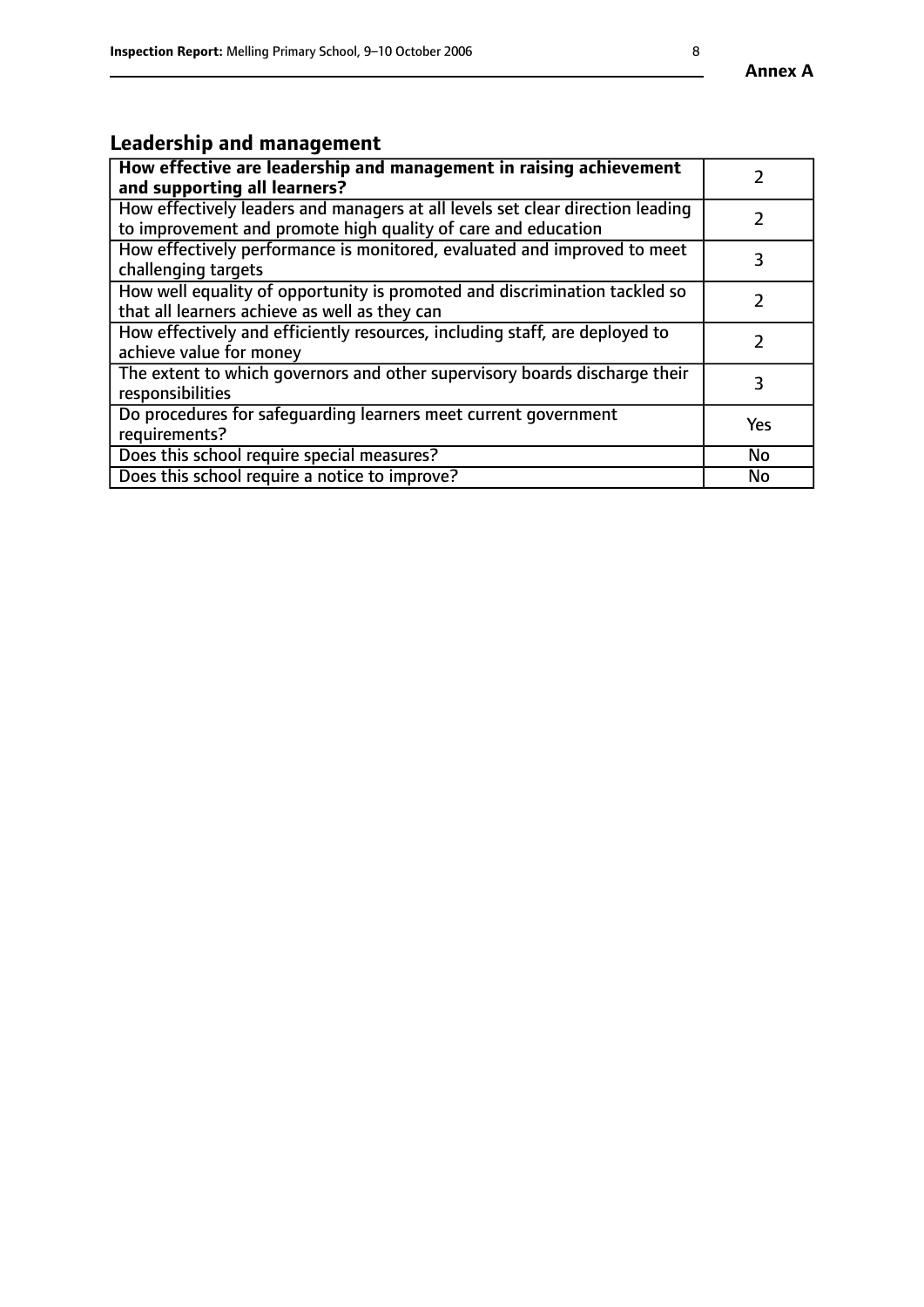## Leadership and management

| How effective are leadership and management in raising achievement and supporting all learners? | 2 |
|---|---|
| How effectively leaders and managers at all levels set clear direction leading to improvement and promote high quality of care and education | 2 |
| How effectively performance is monitored, evaluated and improved to meet challenging targets | 3 |
| How well equality of opportunity is promoted and discrimination tackled so that all learners achieve as well as they can | 2 |
| How effectively and efficiently resources, including staff, are deployed to achieve value for money | 2 |
| The extent to which governors and other supervisory boards discharge their responsibilities | 3 |
| Do procedures for safeguarding learners meet current government requirements? | Yes |
| Does this school require special measures? | No |
| Does this school require a notice to improve? | No |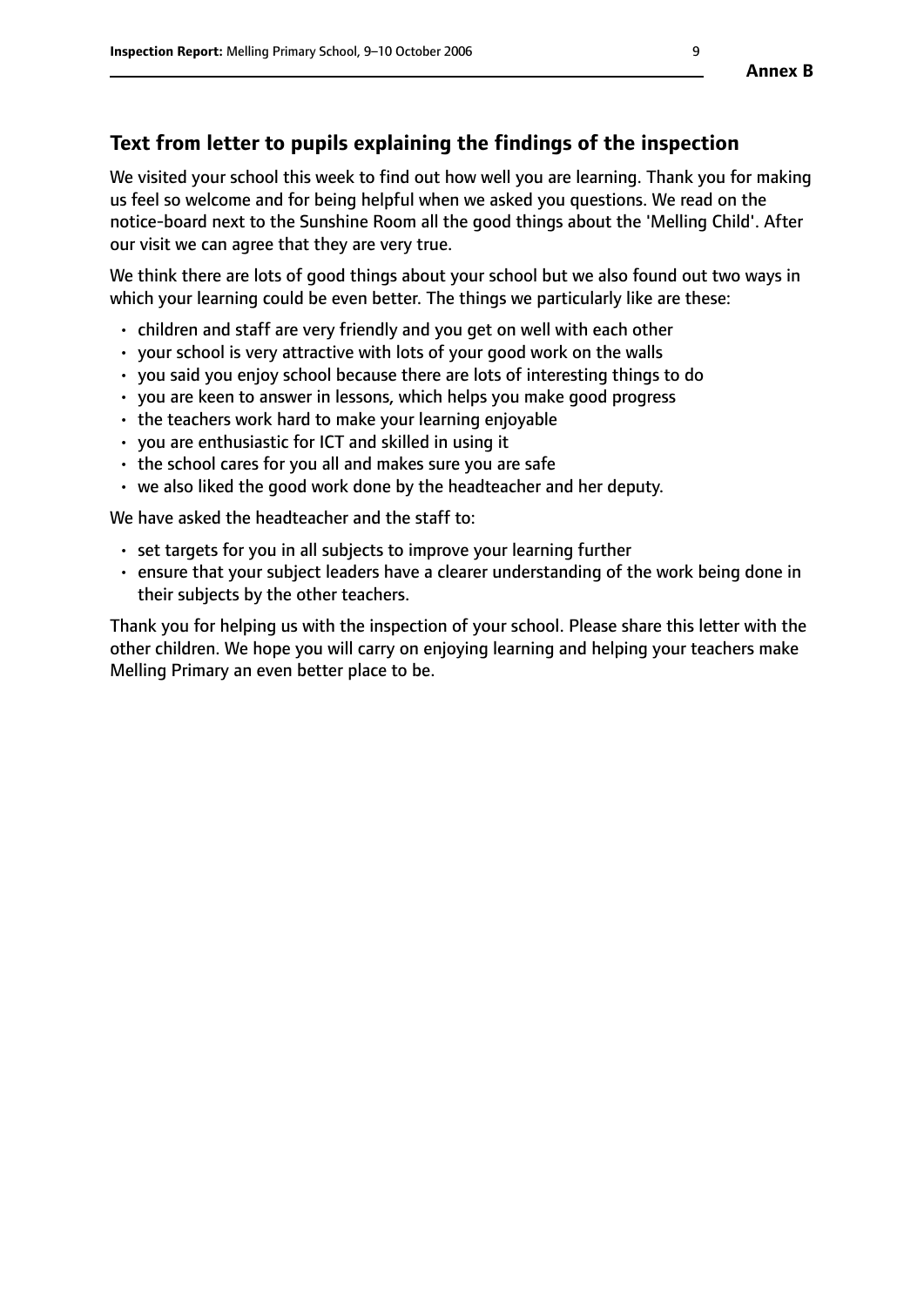## Text from letter to pupils explaining the findings of the inspection

We visited your school this week to find out how well you are learning. Thank you for making us feel so welcome and for being helpful when we asked you questions. We read on the notice-board next to the Sunshine Room all the good things about the 'Melling Child'. After our visit we can agree that they are very true.

We think there are lots of good things about your school but we also found out two ways in which your learning could be even better. The things we particularly like are these:

- children and staff are very friendly and you get on well with each other
- your school is very attractive with lots of your good work on the walls
- you said you enjoy school because there are lots of interesting things to do
- you are keen to answer in lessons, which helps you make good progress
- the teachers work hard to make your learning enjoyable
- you are enthusiastic for ICT and skilled in using it
- the school cares for you all and makes sure you are safe
- we also liked the good work done by the headteacher and her deputy.

We have asked the headteacher and the staff to:

- set targets for you in all subjects to improve your learning further
- ensure that your subject leaders have a clearer understanding of the work being done in their subjects by the other teachers.

Thank you for helping us with the inspection of your school. Please share this letter with the other children. We hope you will carry on enjoying learning and helping your teachers make Melling Primary an even better place to be.